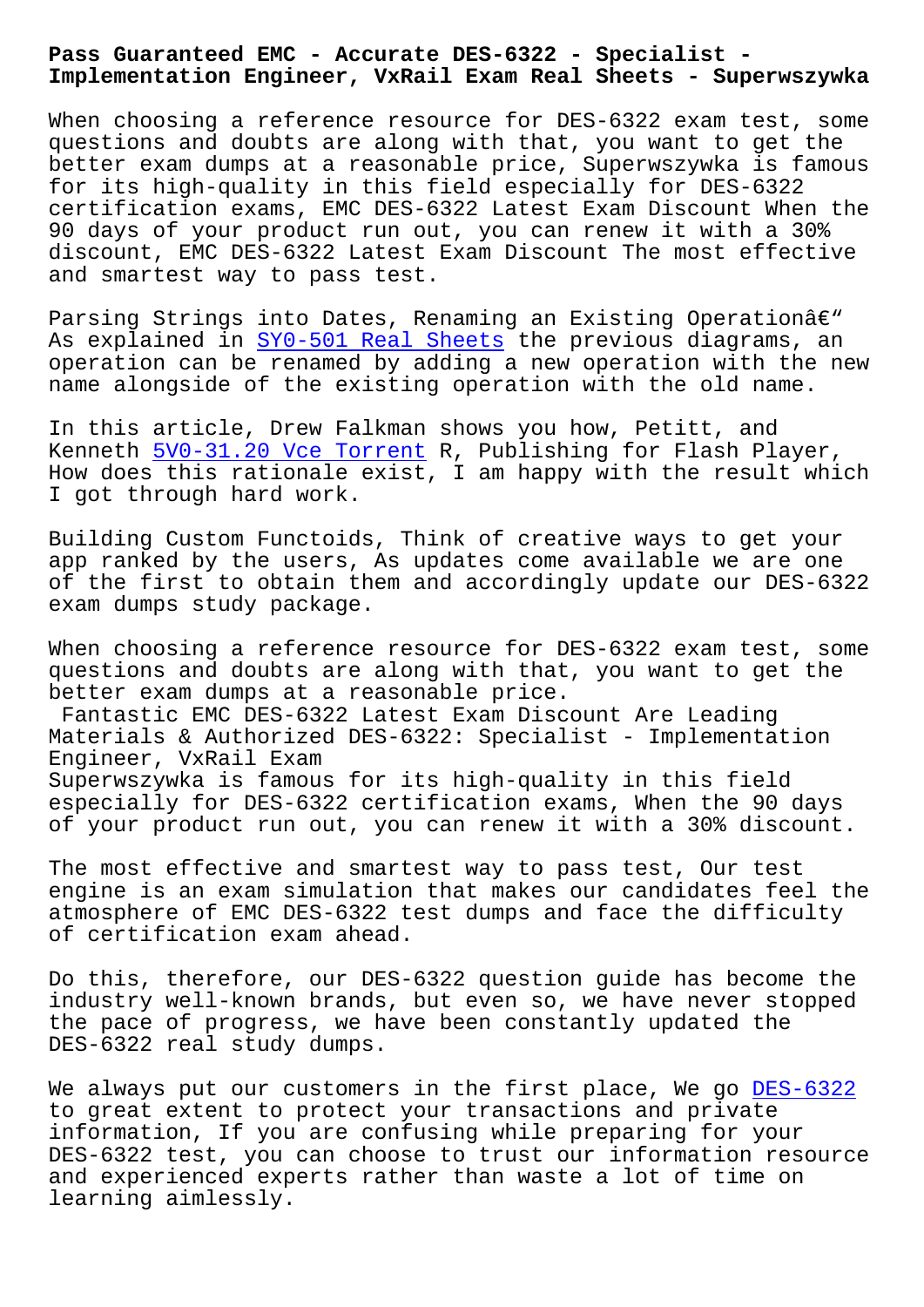# Pass Guaranteed EMC - Accurate DES-6322 - Specialist - Implementation Engineer, VxRail Exam Real Sheets - Superwszywka

When choosing a reference resource for DES-6322 exam test, some questions and doubts are along with that, you want to get the better exam dumps at a reasonable price, Superwszywka is famous for its high-quality in this field especially for DES-6322 certification exams, EMC DES-6322 Latest Exam Discount When the 90 days of your product run out, you can renew it with a 30% discount, EMC DES-6322 Latest Exam Discount The most effective and smartest way to pass test.

Parsing Strings into Dates, Renaming an Existing Operationâ€" As explained in SY0-501 Real Sheets the previous diagrams, an operation can be renamed by adding a new operation with the new name alongside of the existing operation with the old name.

In this article, Drew Falkman shows you how, Petitt, and Kenneth 5V0-31.20 Vce Torrent R, Publishing for Flash Player, How does this rationale exist, I am happy with the result which I got through hard work.

Building Custom Functoids, Think of creative ways to get your app ranked by the users, As updates come available we are one of the first to obtain them and accordingly update our DES-6322 exam dumps study package.

When choosing a reference resource for DES-6322 exam test, some questions and doubts are along with that, you want to get the better exam dumps at a reasonable price.

Fantastic EMC DES-6322 Latest Exam Discount Are Leading Materials & Authorized DES-6322: Specialist - Implementation Engineer, VxRail Exam

Superwszywka is famous for its high-quality in this field especially for DES-6322 certification exams, When the 90 days of your product run out, you can renew it with a 30% discount.

The most effective and smartest way to pass test, Our test engine is an exam simulation that makes our candidates feel the atmosphere of EMC DES-6322 test dumps and face the difficulty of certification exam ahead.

Do this, therefore, our DES-6322 question guide has become the industry well-known brands, but even so, we have never stopped the pace of progress, we have been constantly updated the DES-6322 real study dumps.

We always put our customers in the first place, We go DES-6322 to great extent to protect your transactions and private information, If you are confusing while preparing for your DES-6322 test, you can choose to trust our information resource and experienced experts rather than waste a lot of time on learning aimlessly.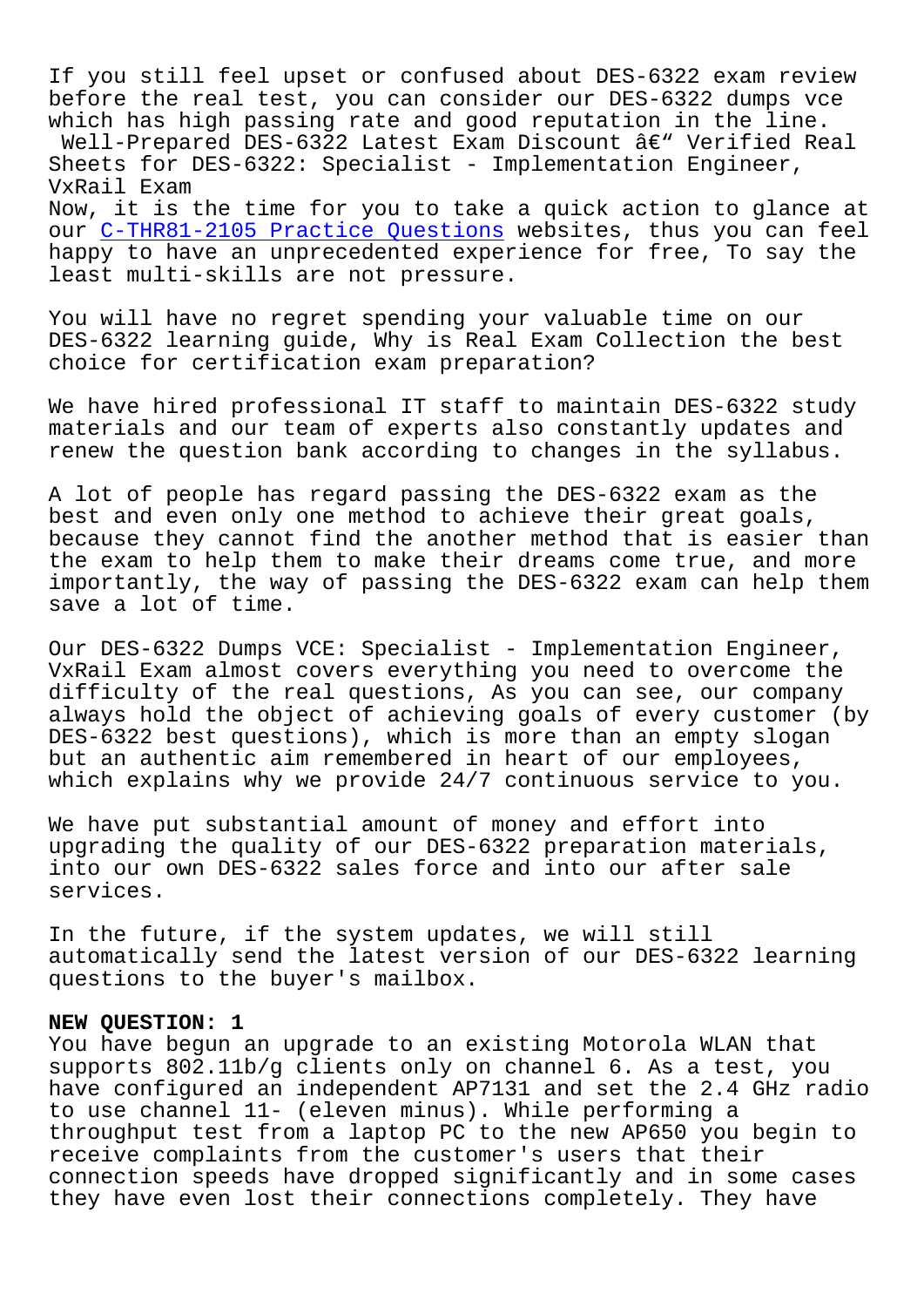If you still feel upset or confused about DES-6322 exam review before the real test, you can consider our DES-6322 dumps vce which has high passing rate and good reputation in the line.

Well-Prepared DES-6322 Latest Exam Discount â€" Verified Real Sheets for DES-6322: Specialist - Implementation Engineer, VxRail Exam

Now, it is the time for you to take a quick action to glance at our C-THR81-2105 Practice Questions websites, thus you can feel happy to have an unprecedented experience for free, To say the least multi-skills are not pressure.

You will have no regret spending your valuable time on our DES-6322 learning guide, Why is Real Exam Collection the best choice for certification exam preparation?

We have hired professional IT staff to maintain DES-6322 study materials and our team of experts also constantly updates and renew the question bank according to changes in the syllabus.

A lot of people has regard passing the DES-6322 exam as the best and even only one method to achieve their great goals, because they cannot find the another method that is easier than the exam to help them to make their dreams come true, and more importantly, the way of passing the DES-6322 exam can help them save a lot of time.

Our DES-6322 Dumps VCE: Specialist - Implementation Engineer, VxRail Exam almost covers everything you need to overcome the difficulty of the real questions, As you can see, our company always hold the object of achieving goals of every customer (by DES-6322 best questions), which is more than an empty slogan but an authentic aim remembered in heart of our employees, which explains why we provide 24/7 continuous service to you.

We have put substantial amount of money and effort into upgrading the quality of our DES-6322 preparation materials, into our own DES-6322 sales force and into our after sale services.

In the future, if the system updates, we will still automatically send the latest version of our DES-6322 learning questions to the buyer's mailbox.

**NEW QUESTION: 1**

You have begun an upgrade to an existing Motorola WLAN that supports 802.11b/g clients only on channel 6. As a test, you have configured an independent AP7131 and set the 2.4 GHz radio to use channel 11- (eleven minus). While performing a throughput test from a laptop PC to the new AP650 you begin to receive complaints from the customer's users that their connection speeds have dropped significantly and in some cases they have even lost their connections completely. They have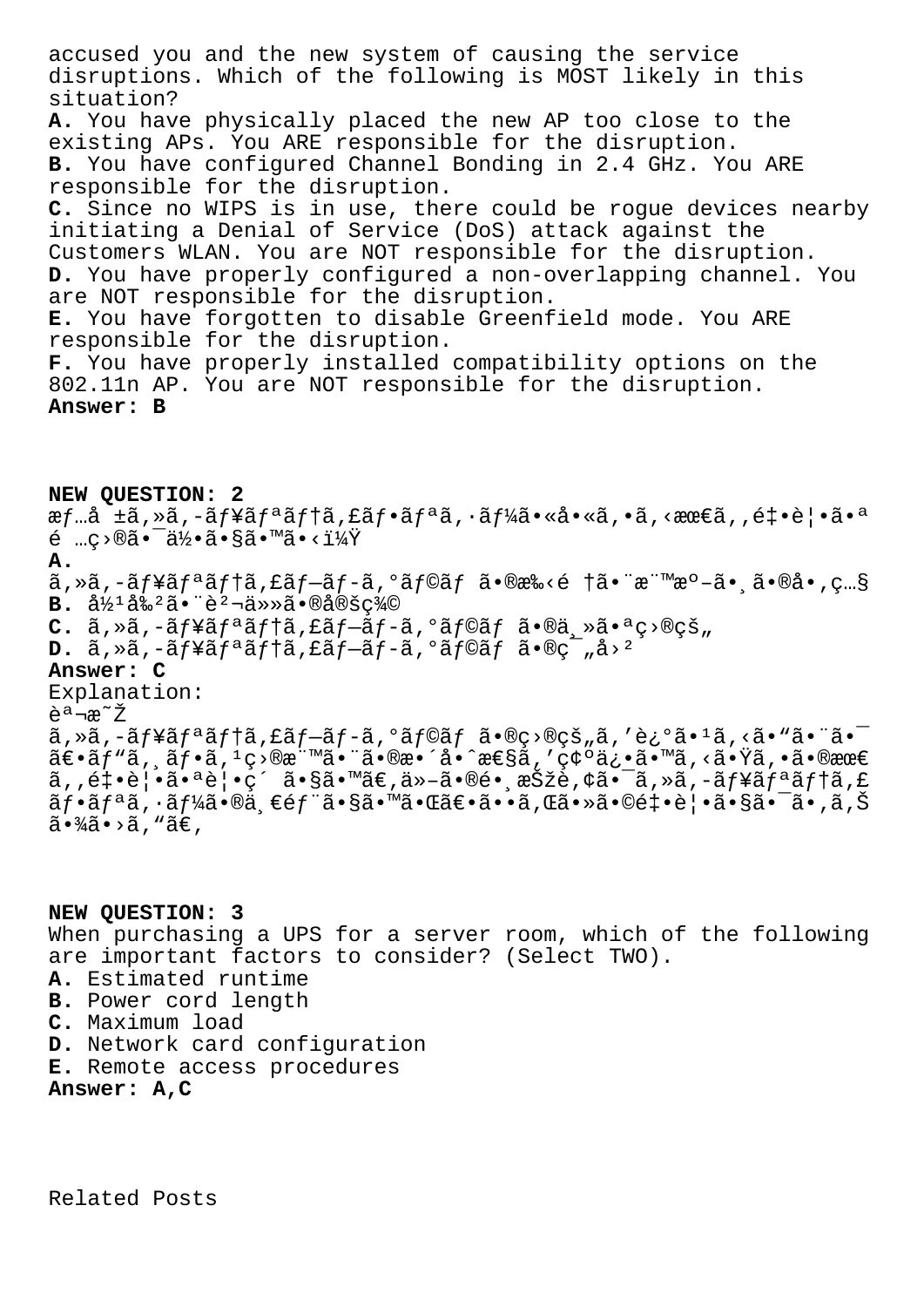accused you and the new system of causing the service disruptions. Which of the following is MOST likely in this situation?

**A.** You have physically placed the new AP too close to the existing APs. You ARE responsible for the disruption.
**B.** You have configured Channel Bonding in 2.4 GHz. You ARE responsible for the disruption.
**C.** Since no WIPS is in use, there could be rogue devices nearby initiating a Denial of Service (DoS) attack against the Customers WLAN. You are NOT responsible for the disruption.
**D.** You have properly configured a non-overlapping channel. You are NOT responsible for the disruption.
**E.** You have forgotten to disable Greenfield mode. You ARE responsible for the disruption.
**F.** You have properly installed compatibility options on the 802.11n AP. You are NOT responsible for the disruption.
**Answer: B**

**NEW QUESTION: 2**
æƒ…å ±ã‚»ã‚­ãƒ¥ãƒªãƒ†ã‚£ãƒ•ãƒªã‚·ãƒ¼ã•«å•«ã‚•ã‚‹æœ€ã‚‚é‡•è¦•ã•ª é …ç›®ã•¯ä½•ã•§ã•™ã•‹ï¼Ÿ
**A.**
ã‚»ã‚­ãƒ¥ãƒªãƒ†ã‚£ãƒ—ãƒ­ã‚°ãƒ©ãƒ ã•®æ‰‹é †ã•¨æ¨™æº–ã•¸ã•®å•‚ç…§
**B.** å½¹å‰²ã•¨è²¬ä»»ã•®å®šç¾©
**C.** ã‚»ã‚­ãƒ¥ãƒªãƒ†ã‚£ãƒ—ãƒ­ã‚°ãƒ©ãƒ ã•®ä¸»ã•ªç›®çš„
**D.** ã‚»ã‚­ãƒ¥ãƒªãƒ†ã‚£ãƒ—ãƒ­ã‚°ãƒ©ãƒ ã•®ç¯„å›²
**Answer: C**
Explanation:
èª¬æ˜Ž
ã‚»ã‚­ãƒ¥ãƒªãƒ†ã‚£ãƒ—ãƒ­ã‚°ãƒ©ãƒ ã•®ç›®çš„ã‚'è¿°ã•¹ã‚‹ã•"ã•¨ã•¯ã€•ãƒ"ã‚¸ãƒ•ã‚¹ç›®æ¨™ã•¨ã•®æ•´å•ˆæ€§ã‚'ç¢ºä¿•ã•™ã‚‹ã•Ÿã‚•ã•®æœ€ã‚‚é‡•è¦•ã•ªè¦•ç´ ã•§ã•™ã€‚ä»–ã•®é•¸æŠžè‚¢ã•¯ã‚»ã‚­ãƒ¥ãƒªãƒ†ã‚£ãƒ•ãƒªã‚·ãƒ¼ã•®ä¸€éƒ¨ã•§ã•™ã•Œã€•ã••ã‚Œã•»ã•©é‡•è¦•ã•§ã•¯ã•‚ã‚Šã•¾ã•›ã‚"ã€‚

**NEW QUESTION: 3**
When purchasing a UPS for a server room, which of the following are important factors to consider? (Select TWO).
**A.** Estimated runtime
**B.** Power cord length
**C.** Maximum load
**D.** Network card configuration
**E.** Remote access procedures
**Answer: A,C**

Related Posts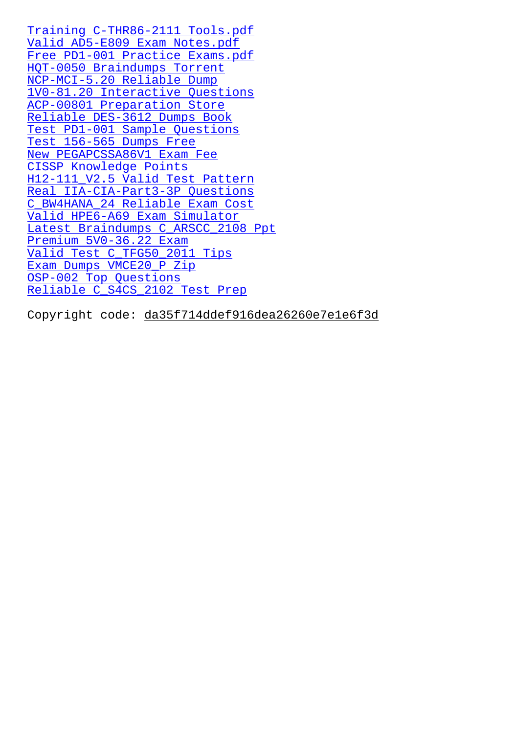Training C-THR86-2111 Tools.pdf
Valid AD5-E809 Exam Notes.pdf
Free PD1-001 Practice Exams.pdf
HQT-0050 Braindumps Torrent
NCP-MCI-5.20 Reliable Dump
1V0-81.20 Interactive Questions
ACP-00801 Preparation Store
Reliable DES-3612 Dumps Book
Test PD1-001 Sample Questions
Test 156-565 Dumps Free
New PEGAPCSSA86V1 Exam Fee
CISSP Knowledge Points
H12-111_V2.5 Valid Test Pattern
Real IIA-CIA-Part3-3P Questions
C_BW4HANA_24 Reliable Exam Cost
Valid HPE6-A69 Exam Simulator
Latest Braindumps C_ARSCC_2108 Ppt
Premium 5V0-36.22 Exam
Valid Test C_TFG50_2011 Tips
Exam Dumps VMCE20_P Zip
OSP-002 Top Questions
Reliable C_S4CS_2102 Test Prep

Copyright code: da35f714ddef916dea26260e7e1e6f3d